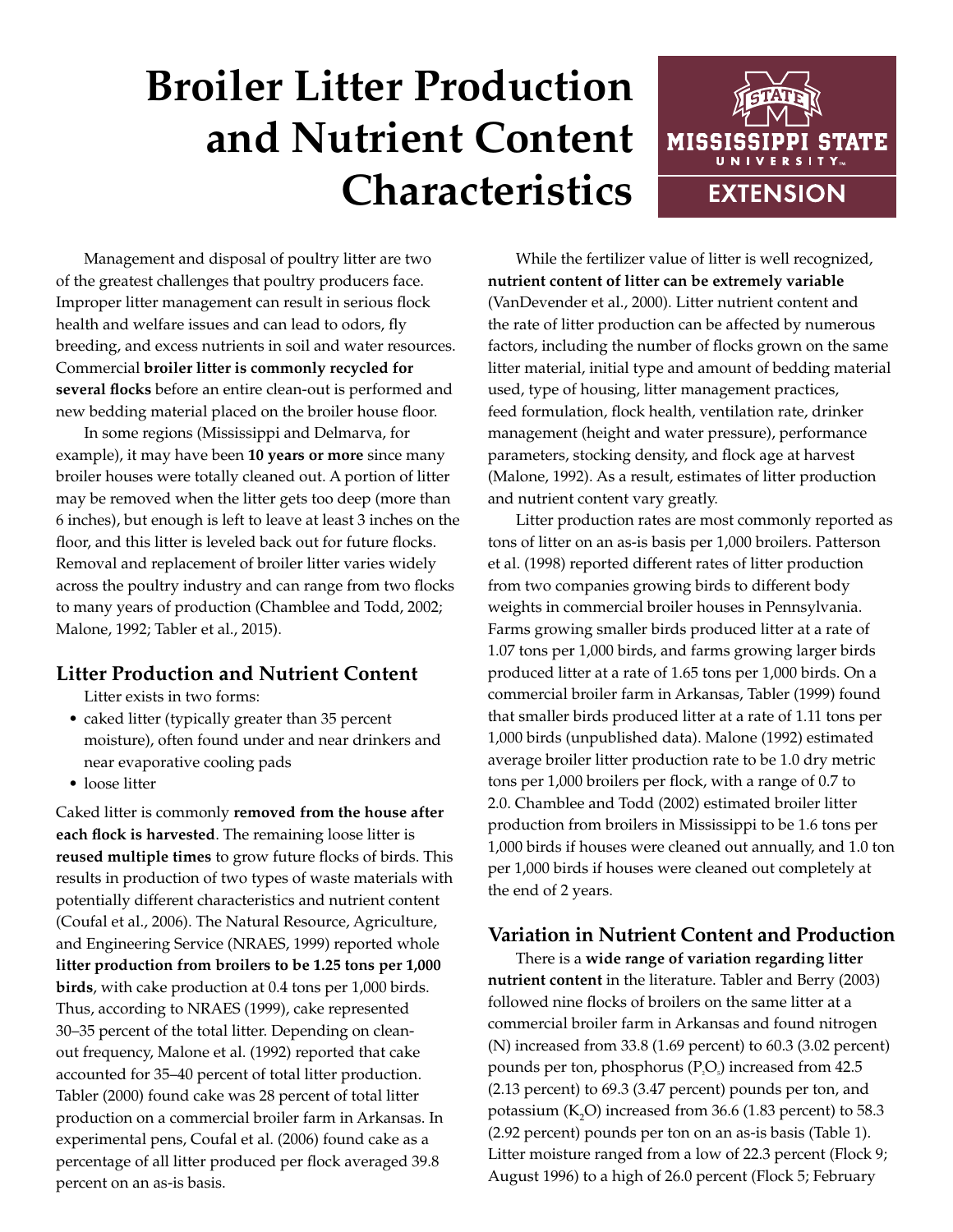# Broiler Litter Production and Nutrient Content Characteristics

Management and disposal of poultry litter are two of the greatest challenges that poultry producers face. Improper litter management can result in serious flock health and welfare issues and can lead to odors, fly breeding, and excess nutrients in soil and water resources. Commercial **broiler litter is commonly recycled for several flocks** before an entire clean-out is performed and new bedding material placed on the broiler house floor.

In some regions (Mississippi and Delmarva, for example), it may have been **10 years or more** since many broiler houses were totally cleaned out. A portion of litter may be removed when the litter gets too deep (more than 6 inches), but enough is left to leave at least 3 inches on the floor, and this litter is leveled back out for future flocks. Removal and replacement of broiler litter varies widely across the poultry industry and can range from two flocks to many years of production (Chamblee and Todd, 2002; Malone, 1992; Tabler et al., 2015).

## Litter Production and Nutrient Content

Litter exists in two forms:

- caked litter (typically greater than 35 percent moisture), often found under and near drinkers and near evaporative cooling pads
- loose litter

Caked litter is commonly **removed from the house after each flock is harvested**. The remaining loose litter is **reused multiple times** to grow future flocks of birds. This results in production of two types of waste materials with potentially different characteristics and nutrient content (Coufal et al., 2006). The Natural Resource, Agriculture, and Engineering Service (NRAES, 1999) reported whole **litter production from broilers to be 1.25 tons per 1,000 birds**, with cake production at 0.4 tons per 1,000 birds. Thus, according to NRAES (1999), cake represented 30–35 percent of the total litter. Depending on clean-out frequency, Malone et al. (1992) reported that cake accounted for 35–40 percent of total litter production. Tabler (2000) found cake was 28 percent of total litter production on a commercial broiler farm in Arkansas. In experimental pens, Coufal et al. (2006) found cake as a percentage of all litter produced per flock averaged 39.8 percent on an as-is basis.

While the fertilizer value of litter is well recognized, **nutrient content of litter can be extremely variable** (VanDevender et al., 2000). Litter nutrient content and the rate of litter production can be affected by numerous factors, including the number of flocks grown on the same litter material, initial type and amount of bedding material used, type of housing, litter management practices, feed formulation, flock health, ventilation rate, drinker management (height and water pressure), performance parameters, stocking density, and flock age at harvest (Malone, 1992). As a result, estimates of litter production and nutrient content vary greatly.

Litter production rates are most commonly reported as tons of litter on an as-is basis per 1,000 broilers. Patterson et al. (1998) reported different rates of litter production from two companies growing birds to different body weights in commercial broiler houses in Pennsylvania. Farms growing smaller birds produced litter at a rate of 1.07 tons per 1,000 birds, and farms growing larger birds produced litter at a rate of 1.65 tons per 1,000 birds. On a commercial broiler farm in Arkansas, Tabler (1999) found that smaller birds produced litter at a rate of 1.11 tons per 1,000 birds (unpublished data). Malone (1992) estimated average broiler litter production rate to be 1.0 dry metric tons per 1,000 broilers per flock, with a range of 0.7 to 2.0. Chamblee and Todd (2002) estimated broiler litter production from broilers in Mississippi to be 1.6 tons per 1,000 birds if houses were cleaned out annually, and 1.0 ton per 1,000 birds if houses were cleaned out completely at the end of 2 years.

## Variation in Nutrient Content and Production

There is a **wide range of variation regarding litter nutrient content** in the literature. Tabler and Berry (2003) followed nine flocks of broilers on the same litter at a commercial broiler farm in Arkansas and found nitrogen (N) increased from 33.8 (1.69 percent) to 60.3 (3.02 percent) pounds per ton, phosphorus ($P_2O_5$) increased from 42.5 (2.13 percent) to 69.3 (3.47 percent) pounds per ton, and potassium ($K_2O$) increased from 36.6 (1.83 percent) to 58.3 (2.92 percent) pounds per ton on an as-is basis (Table 1). Litter moisture ranged from a low of 22.3 percent (Flock 9; August 1996) to a high of 26.0 percent (Flock 5; February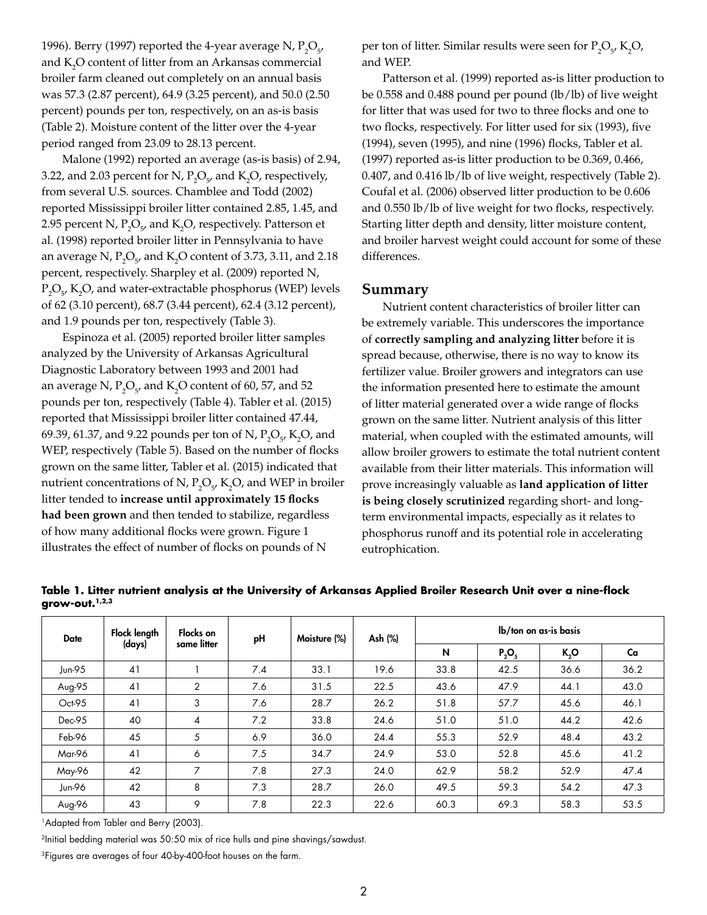1996). Berry (1997) reported the 4-year average N, $P_2O_5$, and $K_2O$ content of litter from an Arkansas commercial broiler farm cleaned out completely on an annual basis was 57.3 (2.87 percent), 64.9 (3.25 percent), and 50.0 (2.50 percent) pounds per ton, respectively, on an as-is basis (Table 2). Moisture content of the litter over the 4-year period ranged from 23.09 to 28.13 percent.

Malone (1992) reported an average (as-is basis) of 2.94, 3.22, and 2.03 percent for N, $P_2O_5$, and $K_2O$, respectively, from several U.S. sources. Chamblee and Todd (2002) reported Mississippi broiler litter contained 2.85, 1.45, and 2.95 percent N, $P_2O_5$, and $K_2O$, respectively. Patterson et al. (1998) reported broiler litter in Pennsylvania to have an average N, $P_2O_5$, and $K_2O$ content of 3.73, 3.11, and 2.18 percent, respectively. Sharpley et al. (2009) reported N, $P_2O_5$, $K_2O$, and water-extractable phosphorus (WEP) levels of 62 (3.10 percent), 68.7 (3.44 percent), 62.4 (3.12 percent), and 1.9 pounds per ton, respectively (Table 3).

Espinoza et al. (2005) reported broiler litter samples analyzed by the University of Arkansas Agricultural Diagnostic Laboratory between 1993 and 2001 had an average N, $P_2O_5$, and $K_2O$ content of 60, 57, and 52 pounds per ton, respectively (Table 4). Tabler et al. (2015) reported that Mississippi broiler litter contained 47.44, 69.39, 61.37, and 9.22 pounds per ton of N, $P_2O_5$, $K_2O$, and WEP, respectively (Table 5). Based on the number of flocks grown on the same litter, Tabler et al. (2015) indicated that nutrient concentrations of N, $P_2O_5$, $K_2O$, and WEP in broiler litter tended to **increase until approximately 15 flocks had been grown** and then tended to stabilize, regardless of how many additional flocks were grown. Figure 1 illustrates the effect of number of flocks on pounds of N per ton of litter. Similar results were seen for $P_2O_5$, $K_2O$, and WEP.

Patterson et al. (1999) reported as-is litter production to be 0.558 and 0.488 pound per pound (lb/lb) of live weight for litter that was used for two to three flocks and one to two flocks, respectively. For litter used for six (1993), five (1994), seven (1995), and nine (1996) flocks, Tabler et al. (1997) reported as-is litter production to be 0.369, 0.466, 0.407, and 0.416 lb/lb of live weight, respectively (Table 2). Coufal et al. (2006) observed litter production to be 0.606 and 0.550 lb/lb of live weight for two flocks, respectively. Starting litter depth and density, litter moisture content, and broiler harvest weight could account for some of these differences.

## Summary

Nutrient content characteristics of broiler litter can be extremely variable. This underscores the importance of **correctly sampling and analyzing litter** before it is spread because, otherwise, there is no way to know its fertilizer value. Broiler growers and integrators can use the information presented here to estimate the amount of litter material generated over a wide range of flocks grown on the same litter. Nutrient analysis of this litter material, when coupled with the estimated amounts, will allow broiler growers to estimate the total nutrient content available from their litter materials. This information will prove increasingly valuable as **land application of litter is being closely scrutinized** regarding short- and long-term environmental impacts, especially as it relates to phosphorus runoff and its potential role in accelerating eutrophication.

**Table 1. Litter nutrient analysis at the University of Arkansas Applied Broiler Research Unit over a nine-flock grow-out.[1,2,3]**

| Date | Flock length (days) | Flocks on same litter | pH | Moisture (%) | Ash (%) | lb/ton on as-is basis | | | |
|---|---|---|---|---|---|---|---|---|---|
| | | | | | | N | $P_2O_5$ | $K_2O$ | Ca |
| Jun-95 | 41 | 1 | 7.4 | 33.1 | 19.6 | 33.8 | 42.5 | 36.6 | 36.2 |
| Aug-95 | 41 | 2 | 7.6 | 31.5 | 22.5 | 43.6 | 47.9 | 44.1 | 43.0 |
| Oct-95 | 41 | 3 | 7.6 | 28.7 | 26.2 | 51.8 | 57.7 | 45.6 | 46.1 |
| Dec-95 | 40 | 4 | 7.2 | 33.8 | 24.6 | 51.0 | 51.0 | 44.2 | 42.6 |
| Feb-96 | 45 | 5 | 6.9 | 36.0 | 24.4 | 55.3 | 52.9 | 48.4 | 43.2 |
| Mar-96 | 41 | 6 | 7.5 | 34.7 | 24.9 | 53.0 | 52.8 | 45.6 | 41.2 |
| May-96 | 42 | 7 | 7.8 | 27.3 | 24.0 | 62.9 | 58.2 | 52.9 | 47.4 |
| Jun-96 | 42 | 8 | 7.3 | 28.7 | 26.0 | 49.5 | 59.3 | 54.2 | 47.3 |
| Aug-96 | 43 | 9 | 7.8 | 22.3 | 22.6 | 60.3 | 69.3 | 58.3 | 53.5 |

[1]Adapted from Tabler and Berry (2003).

[2]Initial bedding material was 50:50 mix of rice hulls and pine shavings/sawdust.

[3]Figures are averages of four 40-by-400-foot houses on the farm.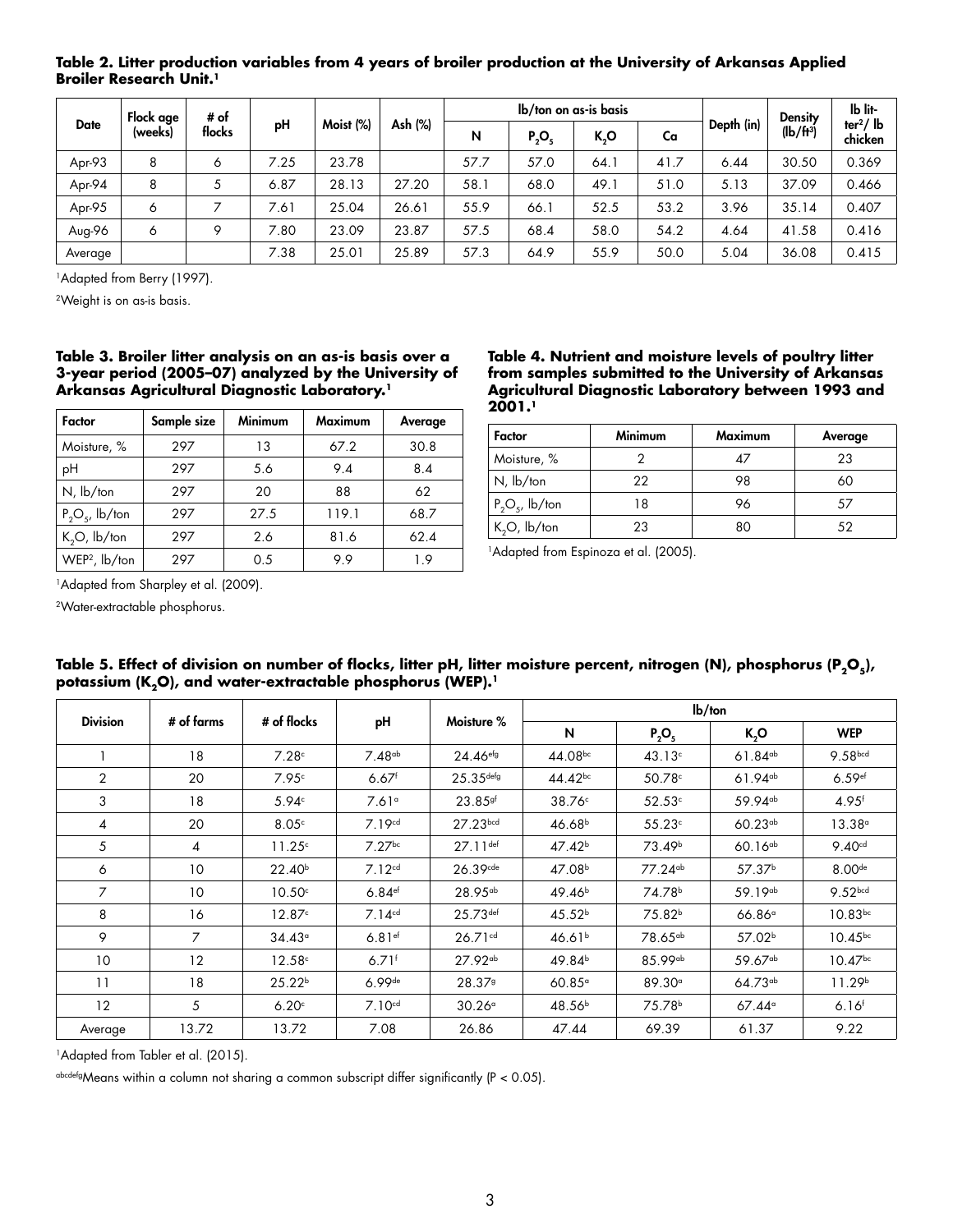**Table 2. Litter production variables from 4 years of broiler production at the University of Arkansas Applied Broiler Research Unit.[1]**

| Date | Flock age (weeks) | # of flocks | pH | Moist (%) | Ash (%) | lb/ton on as-is basis | | | | Depth (in) | Density (lb/ft³) | lb litter[2]/ lb chicken |
|---|---|---|---|---|---|---|---|---|---|---|---|---|
| | | | | | | N | $P_2O_5$ | $K_2O$ | Ca | | | |
| Apr-93 | 8 | 6 | 7.25 | 23.78 | | 57.7 | 57.0 | 64.1 | 41.7 | 6.44 | 30.50 | 0.369 |
| Apr-94 | 8 | 5 | 6.87 | 28.13 | 27.20 | 58.1 | 68.0 | 49.1 | 51.0 | 5.13 | 37.09 | 0.466 |
| Apr-95 | 6 | 7 | 7.61 | 25.04 | 26.61 | 55.9 | 66.1 | 52.5 | 53.2 | 3.96 | 35.14 | 0.407 |
| Aug-96 | 6 | 9 | 7.80 | 23.09 | 23.87 | 57.5 | 68.4 | 58.0 | 54.2 | 4.64 | 41.58 | 0.416 |
| Average | | | 7.38 | 25.01 | 25.89 | 57.3 | 64.9 | 55.9 | 50.0 | 5.04 | 36.08 | 0.415 |

[1]Adapted from Berry (1997).

[2]Weight is on as-is basis.

**Table 3. Broiler litter analysis on an as-is basis over a 3-year period (2005–07) analyzed by the University of Arkansas Agricultural Diagnostic Laboratory.[1]**

| Factor | Sample size | Minimum | Maximum | Average |
|---|---|---|---|---|
| Moisture, % | 297 | 13 | 67.2 | 30.8 |
| pH | 297 | 5.6 | 9.4 | 8.4 |
| N, lb/ton | 297 | 20 | 88 | 62 |
| $P_2O_5$, lb/ton | 297 | 27.5 | 119.1 | 68.7 |
| $K_2O$, lb/ton | 297 | 2.6 | 81.6 | 62.4 |
| WEP[2], lb/ton | 297 | 0.5 | 9.9 | 1.9 |

[1]Adapted from Sharpley et al. (2009).

[2]Water-extractable phosphorus.

**Table 4. Nutrient and moisture levels of poultry litter from samples submitted to the University of Arkansas Agricultural Diagnostic Laboratory between 1993 and 2001.[1]**

| Factor | Minimum | Maximum | Average |
|---|---|---|---|
| Moisture, % | 2 | 47 | 23 |
| N, lb/ton | 22 | 98 | 60 |
| $P_2O_5$, lb/ton | 18 | 96 | 57 |
| $K_2O$, lb/ton | 23 | 80 | 52 |

[1]Adapted from Espinoza et al. (2005).

**Table 5. Effect of division on number of flocks, litter pH, litter moisture percent, nitrogen (N), phosphorus ($P_2O_5$), potassium ($K_2O$), and water-extractable phosphorus (WEP).[1]**

| Division | # of farms | # of flocks | pH | Moisture % | lb/ton | | | |
|---|---|---|---|---|---|---|---|---|
| | | | | | N | $P_2O_5$ | $K_2O$ | WEP |
| 1 | 18 | 7.28[c] | 7.48[ab] | 24.46[efg] | 44.08[bc] | 43.13[c] | 61.84[ab] | 9.58[bcd] |
| 2 | 20 | 7.95[c] | 6.67[f] | 25.35[defg] | 44.42[bc] | 50.78[c] | 61.94[ab] | 6.59[ef] |
| 3 | 18 | 5.94[c] | 7.61[a] | 23.85[gf] | 38.76[c] | 52.53[c] | 59.94[ab] | 4.95[f] |
| 4 | 20 | 8.05[c] | 7.19[cd] | 27.23[bcd] | 46.68[b] | 55.23[c] | 60.23[ab] | 13.38[a] |
| 5 | 4 | 11.25[c] | 7.27[bc] | 27.11[def] | 47.42[b] | 73.49[b] | 60.16[ab] | 9.40[cd] |
| 6 | 10 | 22.40[b] | 7.12[cd] | 26.39[cde] | 47.08[b] | 77.24[ab] | 57.37[b] | 8.00[de] |
| 7 | 10 | 10.50[c] | 6.84[ef] | 28.95[ab] | 49.46[b] | 74.78[b] | 59.19[ab] | 9.52[bcd] |
| 8 | 16 | 12.87[c] | 7.14[cd] | 25.73[def] | 45.52[b] | 75.82[b] | 66.86[a] | 10.83[bc] |
| 9 | 7 | 34.43[a] | 6.81[ef] | 26.71[cd] | 46.61[b] | 78.65[ab] | 57.02[b] | 10.45[bc] |
| 10 | 12 | 12.58[c] | 6.71[f] | 27.92[ab] | 49.84[b] | 85.99[ab] | 59.67[ab] | 10.47[bc] |
| 11 | 18 | 25.22[b] | 6.99[de] | 28.37[g] | 60.85[a] | 89.30[a] | 64.73[ab] | 11.29[b] |
| 12 | 5 | 6.20[c] | 7.10[cd] | 30.26[a] | 48.56[b] | 75.78[b] | 67.44[a] | 6.16[f] |
| Average | 13.72 | 13.72 | 7.08 | 26.86 | 47.44 | 69.39 | 61.37 | 9.22 |

[1]Adapted from Tabler et al. (2015).

[abcdefg]Means within a column not sharing a common subscript differ significantly ($P < 0.05$).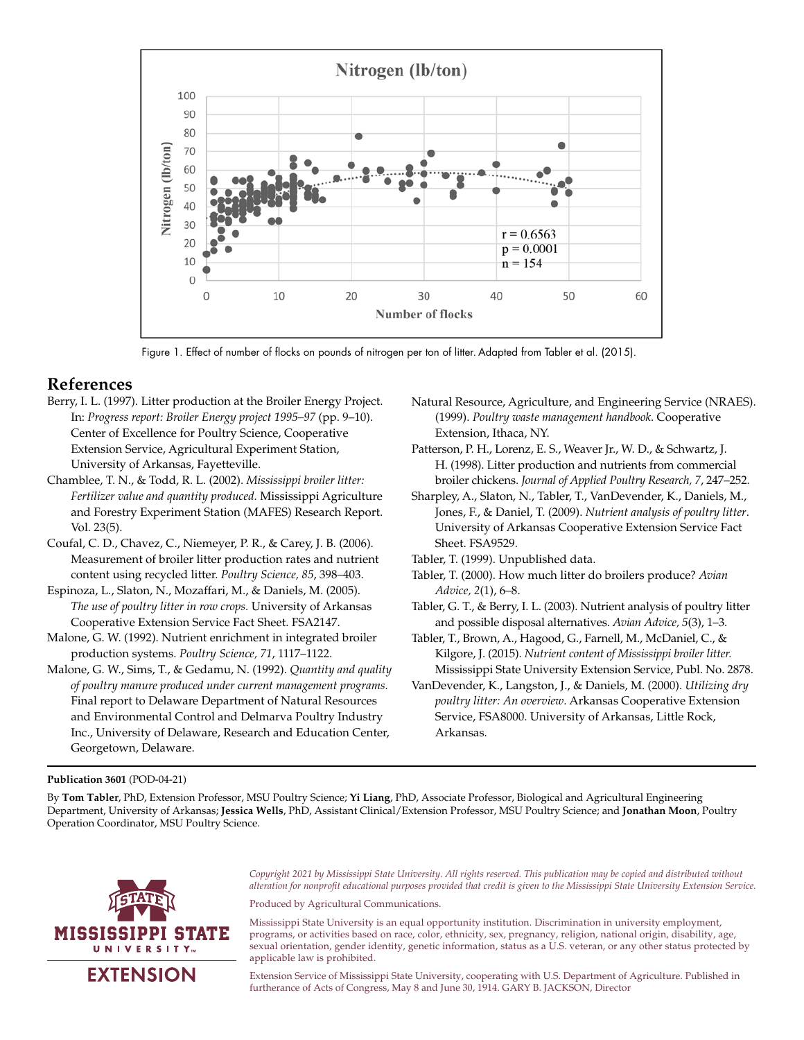Nitrogen (lb/ton)

100
90
80
70
60
50
40
30
20
10
0

Nitrogen (lb/ton)

0 10 20 30 40 50 60

Number of flocks

r = 0.6563
p = 0.0001
n = 154

Figure 1. Effect of number of flocks on pounds of nitrogen per ton of litter. Adapted from Tabler et al. (2015).

## References

Berry, I. L. (1997). Litter production at the Broiler Energy Project. In: *Progress report: Broiler Energy project 1995–97* (pp. 9–10). Center of Excellence for Poultry Science, Cooperative Extension Service, Agricultural Experiment Station, University of Arkansas, Fayetteville.

Chamblee, T. N., & Todd, R. L. (2002). *Mississippi broiler litter: Fertilizer value and quantity produced.* Mississippi Agriculture and Forestry Experiment Station (MAFES) Research Report. Vol. 23(5).

Coufal, C. D., Chavez, C., Niemeyer, P. R., & Carey, J. B. (2006). Measurement of broiler litter production rates and nutrient content using recycled litter. *Poultry Science, 85*, 398–403.

Espinoza, L., Slaton, N., Mozaffari, M., & Daniels, M. (2005). *The use of poultry litter in row crops.* University of Arkansas Cooperative Extension Service Fact Sheet. FSA2147.

Malone, G. W. (1992). Nutrient enrichment in integrated broiler production systems. *Poultry Science, 71*, 1117–1122.

Malone, G. W., Sims, T., & Gedamu, N. (1992). *Quantity and quality of poultry manure produced under current management programs.* Final report to Delaware Department of Natural Resources and Environmental Control and Delmarva Poultry Industry Inc., University of Delaware, Research and Education Center, Georgetown, Delaware.

Natural Resource, Agriculture, and Engineering Service (NRAES). (1999). *Poultry waste management handbook*. Cooperative Extension, Ithaca, NY.

Patterson, P. H., Lorenz, E. S., Weaver Jr., W. D., & Schwartz, J. H. (1998). Litter production and nutrients from commercial broiler chickens. *Journal of Applied Poultry Research, 7*, 247–252.

Sharpley, A., Slaton, N., Tabler, T., VanDevender, K., Daniels, M., Jones, F., & Daniel, T. (2009). *Nutrient analysis of poultry litter*. University of Arkansas Cooperative Extension Service Fact Sheet. FSA9529.

Tabler, T. (1999). Unpublished data.

Tabler, T. (2000). How much litter do broilers produce? *Avian Advice, 2*(1), 6–8.

Tabler, G. T., & Berry, I. L. (2003). Nutrient analysis of poultry litter and possible disposal alternatives. *Avian Advice, 5*(3), 1–3.

Tabler, T., Brown, A., Hagood, G., Farnell, M., McDaniel, C., & Kilgore, J. (2015). *Nutrient content of Mississippi broiler litter.* Mississippi State University Extension Service, Publ. No. 2878.

VanDevender, K., Langston, J., & Daniels, M. (2000). *Utilizing dry poultry litter: An overview*. Arkansas Cooperative Extension Service, FSA8000. University of Arkansas, Little Rock, Arkansas.

---

**Publication 3601** (POD-04-21)

By **Tom Tabler**, PhD, Extension Professor, MSU Poultry Science; **Yi Liang**, PhD, Associate Professor, Biological and Agricultural Engineering Department, University of Arkansas; **Jessica Wells**, PhD, Assistant Clinical/Extension Professor, MSU Poultry Science; and **Jonathan Moon**, Poultry Operation Coordinator, MSU Poultry Science.

MISSISSIPPI STATE UNIVERSITY EXTENSION

*Copyright 2021 by Mississippi State University. All rights reserved. This publication may be copied and distributed without alteration for nonprofit educational purposes provided that credit is given to the Mississippi State University Extension Service.*

Produced by Agricultural Communications.

Mississippi State University is an equal opportunity institution. Discrimination in university employment, programs, or activities based on race, color, ethnicity, sex, pregnancy, religion, national origin, disability, age, sexual orientation, gender identity, genetic information, status as a U.S. veteran, or any other status protected by applicable law is prohibited.

Extension Service of Mississippi State University, cooperating with U.S. Department of Agriculture. Published in furtherance of Acts of Congress, May 8 and June 30, 1914. GARY B. JACKSON, Director